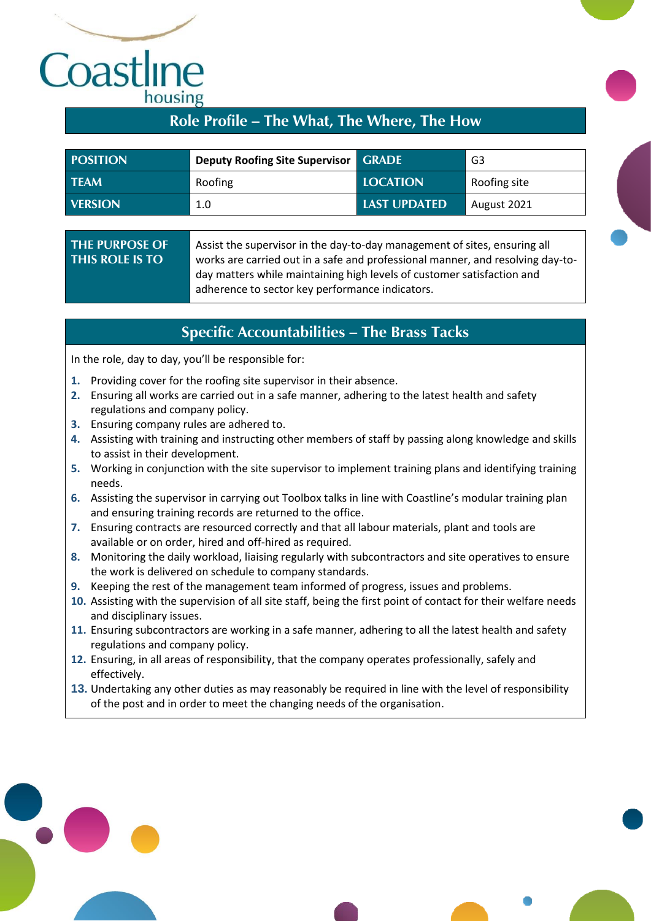Coastline housing

## Role Profile – The What, The Where, The How

| POSITION | Deputy Roofing Site Supervisor | GRADE | G3 |
|---|---|---|---|
| TEAM | Roofing | LOCATION | Roofing site |
| VERSION | 1.0 | LAST UPDATED | August 2021 |

| THE PURPOSE OF THIS ROLE IS TO | Assist the supervisor in the day-to-day management of sites, ensuring all works are carried out in a safe and professional manner, and resolving day-to-day matters while maintaining high levels of customer satisfaction and adherence to sector key performance indicators. |
|---|---|

## Specific Accountabilities – The Brass Tacks

In the role, day to day, you'll be responsible for:

1. Providing cover for the roofing site supervisor in their absence.
2. Ensuring all works are carried out in a safe manner, adhering to the latest health and safety regulations and company policy.
3. Ensuring company rules are adhered to.
4. Assisting with training and instructing other members of staff by passing along knowledge and skills to assist in their development.
5. Working in conjunction with the site supervisor to implement training plans and identifying training needs.
6. Assisting the supervisor in carrying out Toolbox talks in line with Coastline's modular training plan and ensuring training records are returned to the office.
7. Ensuring contracts are resourced correctly and that all labour materials, plant and tools are available or on order, hired and off-hired as required.
8. Monitoring the daily workload, liaising regularly with subcontractors and site operatives to ensure the work is delivered on schedule to company standards.
9. Keeping the rest of the management team informed of progress, issues and problems.
10. Assisting with the supervision of all site staff, being the first point of contact for their welfare needs and disciplinary issues.
11. Ensuring subcontractors are working in a safe manner, adhering to all the latest health and safety regulations and company policy.
12. Ensuring, in all areas of responsibility, that the company operates professionally, safely and effectively.
13. Undertaking any other duties as may reasonably be required in line with the level of responsibility of the post and in order to meet the changing needs of the organisation.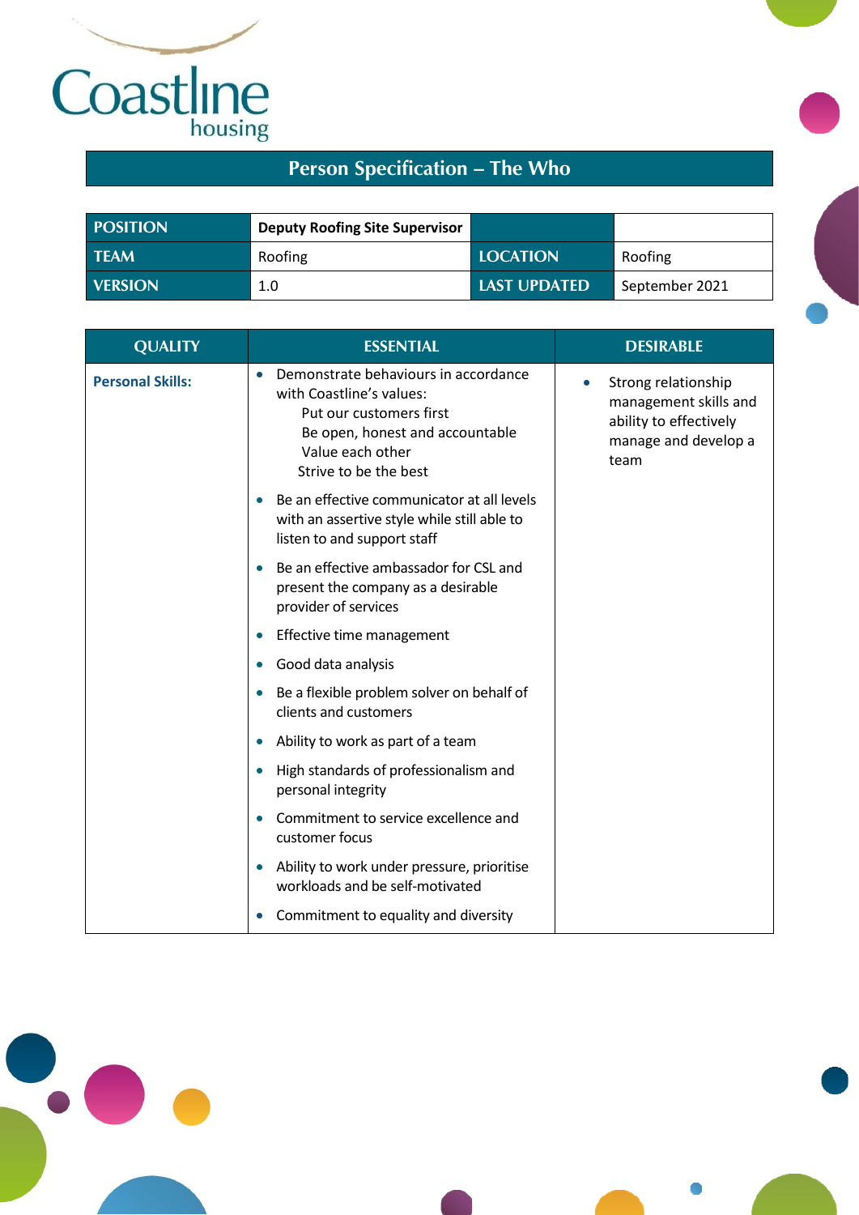Coastline housing

# Person Specification – The Who

| POSITION | Deputy Roofing Site Supervisor | | |
|---|---|---|---|
| TEAM | Roofing | LOCATION | Roofing |
| VERSION | 1.0 | LAST UPDATED | September 2021 |

| QUALITY | ESSENTIAL | DESIRABLE |
|---|---|---|
| **Personal Skills:** | • Demonstrate behaviours in accordance with Coastline's values: Put our customers first; Be open, honest and accountable; Value each other; Strive to be the best<br>• Be an effective communicator at all levels with an assertive style while still able to listen to and support staff<br>• Be an effective ambassador for CSL and present the company as a desirable provider of services<br>• Effective time management<br>• Good data analysis<br>• Be a flexible problem solver on behalf of clients and customers<br>• Ability to work as part of a team<br>• High standards of professionalism and personal integrity<br>• Commitment to service excellence and customer focus<br>• Ability to work under pressure, prioritise workloads and be self-motivated<br>• Commitment to equality and diversity | • Strong relationship management skills and ability to effectively manage and develop a team |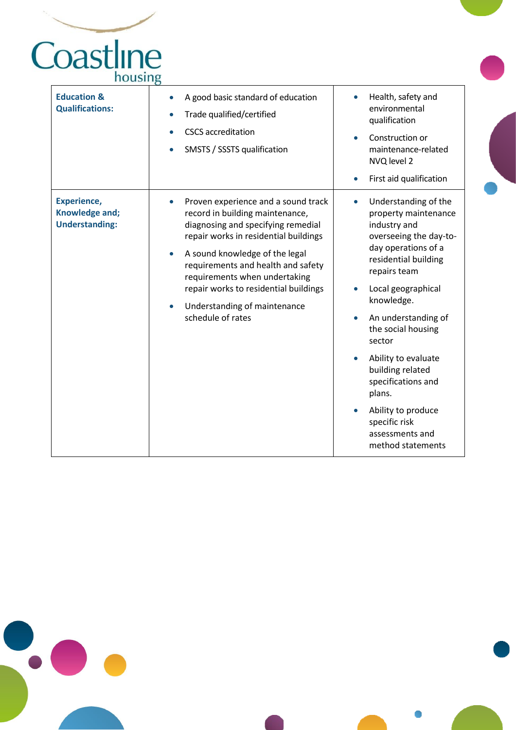| Education & Qualifications: | • A good basic standard of education<br>• Trade qualified/certified<br>• CSCS accreditation<br>• SMSTS / SSSTS qualification | • Health, safety and environmental qualification<br>• Construction or maintenance-related NVQ level 2<br>• First aid qualification |
|---|---|---|
| Experience, Knowledge and; Understanding: | • Proven experience and a sound track record in building maintenance, diagnosing and specifying remedial repair works in residential buildings<br>• A sound knowledge of the legal requirements and health and safety requirements when undertaking repair works to residential buildings<br>• Understanding of maintenance schedule of rates | • Understanding of the property maintenance industry and overseeing the day-to-day operations of a residential building repairs team<br>• Local geographical knowledge.<br>• An understanding of the social housing sector<br>• Ability to evaluate building related specifications and plans.<br>• Ability to produce specific risk assessments and method statements |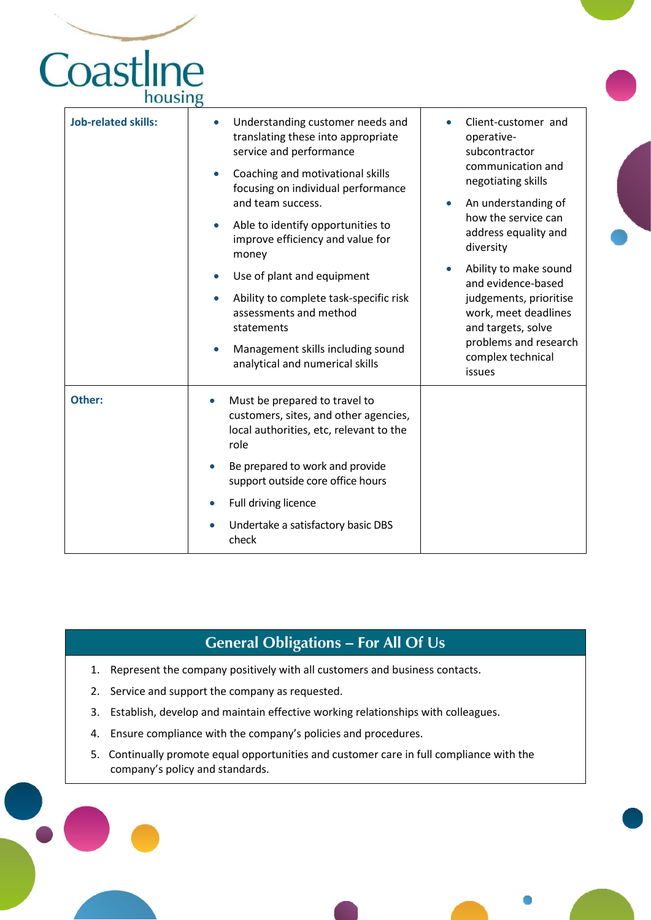| | | |
|---|---|---|
| **Job-related skills:** | • Understanding customer needs and translating these into appropriate service and performance<br>• Coaching and motivational skills focusing on individual performance and team success.<br>• Able to identify opportunities to improve efficiency and value for money<br>• Use of plant and equipment<br>• Ability to complete task-specific risk assessments and method statements<br>• Management skills including sound analytical and numerical skills | • Client-customer and operative-subcontractor communication and negotiating skills<br>• An understanding of how the service can address equality and diversity<br>• Ability to make sound and evidence-based judgements, prioritise work, meet deadlines and targets, solve problems and research complex technical issues |
| **Other:** | • Must be prepared to travel to customers, sites, and other agencies, local authorities, etc, relevant to the role<br>• Be prepared to work and provide support outside core office hours<br>• Full driving licence<br>• Undertake a satisfactory basic DBS check | |

## General Obligations – For All Of Us

1. Represent the company positively with all customers and business contacts.
2. Service and support the company as requested.
3. Establish, develop and maintain effective working relationships with colleagues.
4. Ensure compliance with the company's policies and procedures.
5. Continually promote equal opportunities and customer care in full compliance with the company's policy and standards.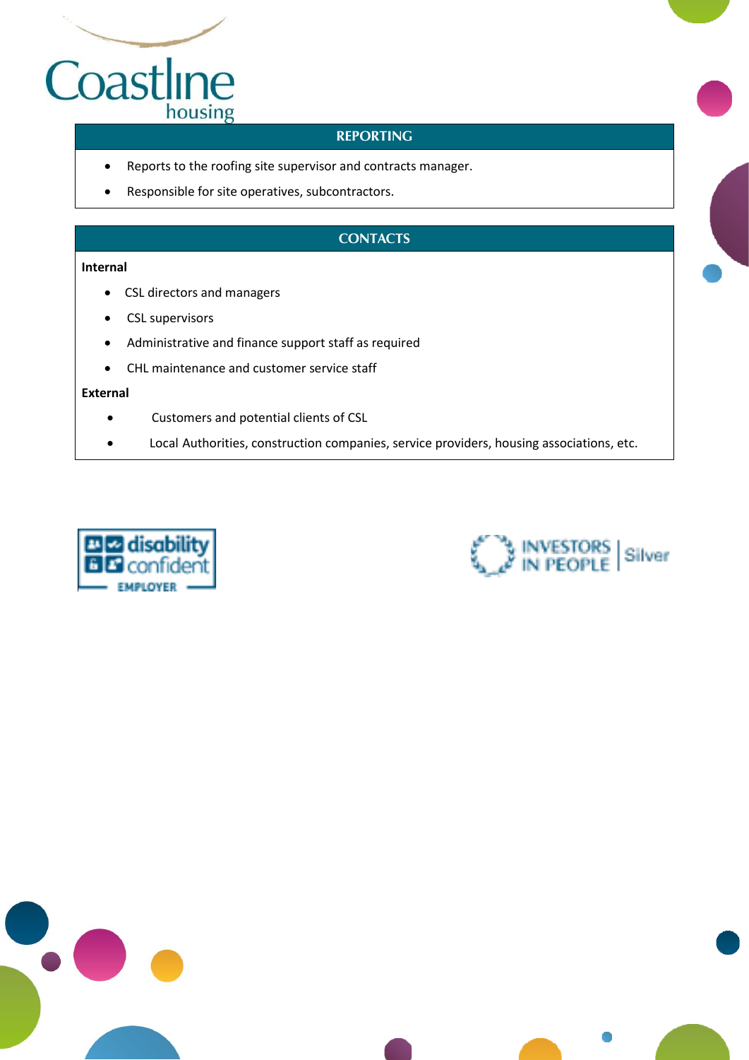## REPORTING

- Reports to the roofing site supervisor and contracts manager.
- Responsible for site operatives, subcontractors.

## CONTACTS

**Internal**

- CSL directors and managers
- CSL supervisors
- Administrative and finance support staff as required
- CHL maintenance and customer service staff

**External**

- Customers and potential clients of CSL
- Local Authorities, construction companies, service providers, housing associations, etc.